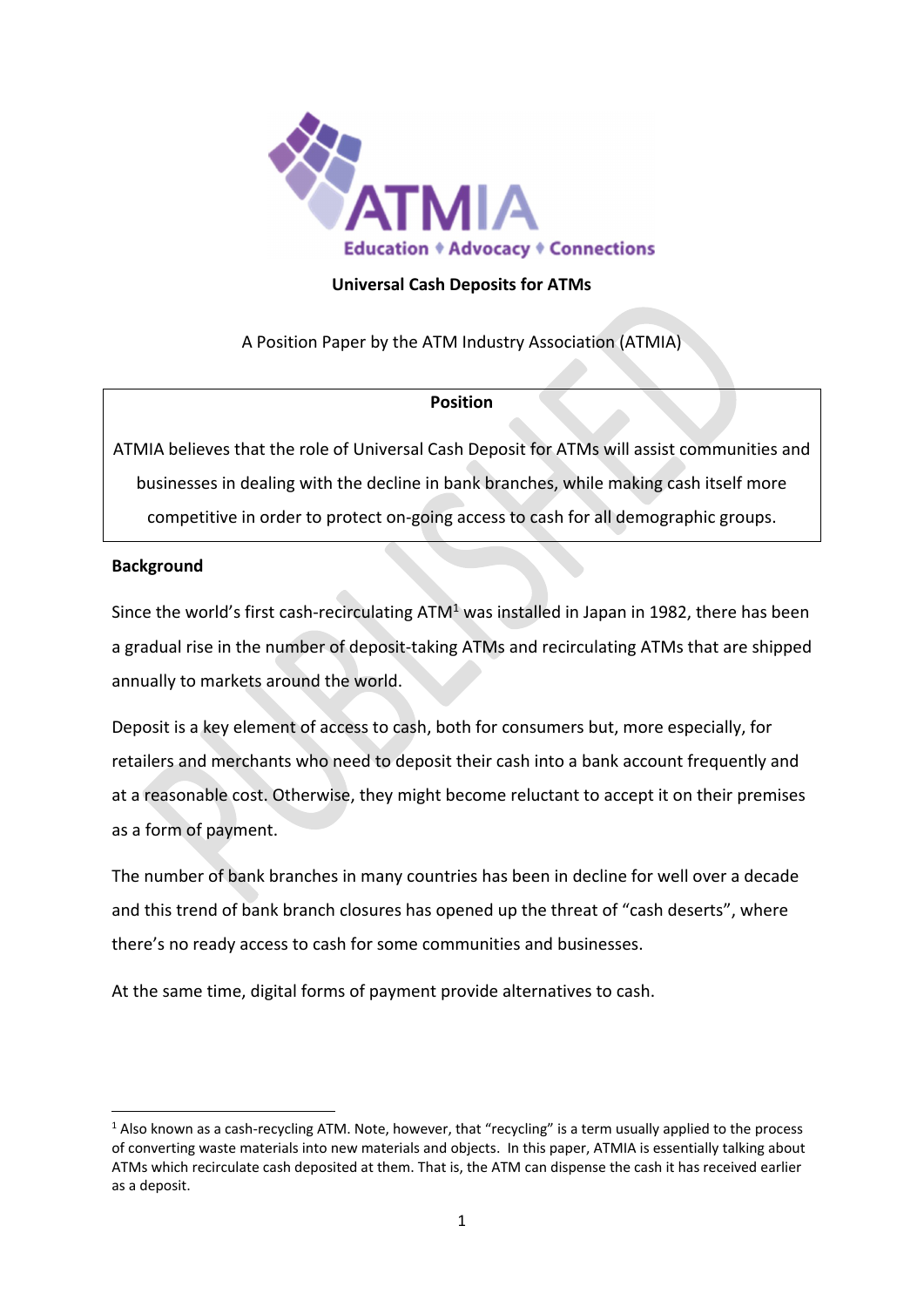# Universal Cash Deposits for ATMs

A Position Paper by the ATM Industry Association (ATMIA)

| Position |
| --- |
| ATMIA believes that the role of Universal Cash Deposit for ATMs will assist communities and businesses in dealing with the decline in bank branches, while making cash itself more competitive in order to protect on-going access to cash for all demographic groups. |

## Background

Since the world's first cash-recirculating ATM[1] was installed in Japan in 1982, there has been a gradual rise in the number of deposit-taking ATMs and recirculating ATMs that are shipped annually to markets around the world.

Deposit is a key element of access to cash, both for consumers but, more especially, for retailers and merchants who need to deposit their cash into a bank account frequently and at a reasonable cost. Otherwise, they might become reluctant to accept it on their premises as a form of payment.

The number of bank branches in many countries has been in decline for well over a decade and this trend of bank branch closures has opened up the threat of "cash deserts", where there's no ready access to cash for some communities and businesses.

At the same time, digital forms of payment provide alternatives to cash.

---

[1] Also known as a cash-recycling ATM. Note, however, that "recycling" is a term usually applied to the process of converting waste materials into new materials and objects. In this paper, ATMIA is essentially talking about ATMs which recirculate cash deposited at them. That is, the ATM can dispense the cash it has received earlier as a deposit.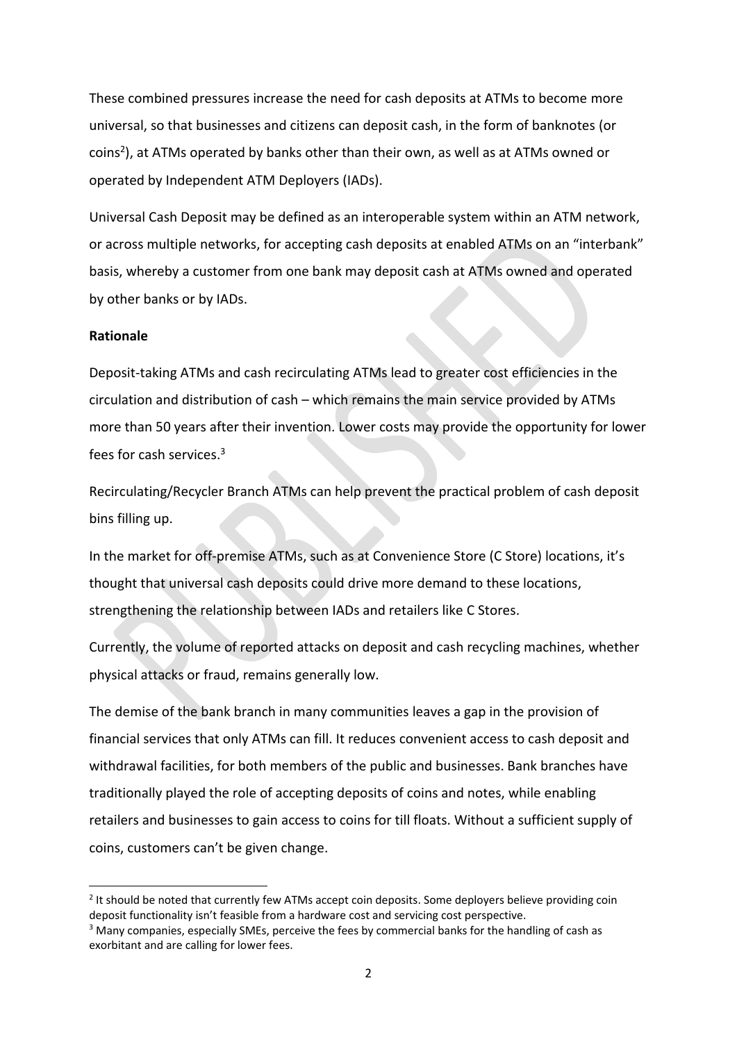These combined pressures increase the need for cash deposits at ATMs to become more universal, so that businesses and citizens can deposit cash, in the form of banknotes (or coins[2]), at ATMs operated by banks other than their own, as well as at ATMs owned or operated by Independent ATM Deployers (IADs).

Universal Cash Deposit may be defined as an interoperable system within an ATM network, or across multiple networks, for accepting cash deposits at enabled ATMs on an "interbank" basis, whereby a customer from one bank may deposit cash at ATMs owned and operated by other banks or by IADs.

**Rationale**

Deposit-taking ATMs and cash recirculating ATMs lead to greater cost efficiencies in the circulation and distribution of cash – which remains the main service provided by ATMs more than 50 years after their invention. Lower costs may provide the opportunity for lower fees for cash services.[3]

Recirculating/Recycler Branch ATMs can help prevent the practical problem of cash deposit bins filling up.

In the market for off-premise ATMs, such as at Convenience Store (C Store) locations, it's thought that universal cash deposits could drive more demand to these locations, strengthening the relationship between IADs and retailers like C Stores.

Currently, the volume of reported attacks on deposit and cash recycling machines, whether physical attacks or fraud, remains generally low.

The demise of the bank branch in many communities leaves a gap in the provision of financial services that only ATMs can fill. It reduces convenient access to cash deposit and withdrawal facilities, for both members of the public and businesses. Bank branches have traditionally played the role of accepting deposits of coins and notes, while enabling retailers and businesses to gain access to coins for till floats. Without a sufficient supply of coins, customers can't be given change.

---

[2] It should be noted that currently few ATMs accept coin deposits. Some deployers believe providing coin deposit functionality isn't feasible from a hardware cost and servicing cost perspective.

[3] Many companies, especially SMEs, perceive the fees by commercial banks for the handling of cash as exorbitant and are calling for lower fees.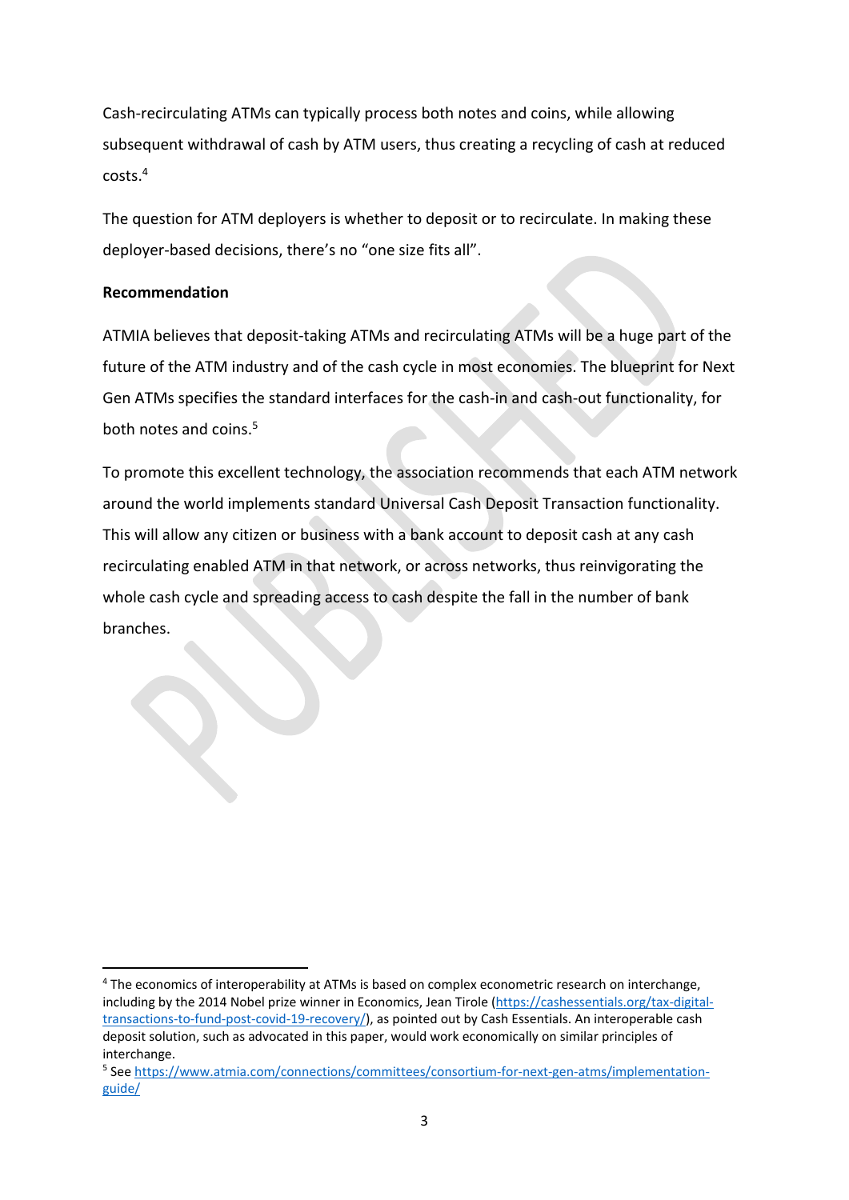Cash-recirculating ATMs can typically process both notes and coins, while allowing subsequent withdrawal of cash by ATM users, thus creating a recycling of cash at reduced costs.[4]

The question for ATM deployers is whether to deposit or to recirculate. In making these deployer-based decisions, there's no "one size fits all".

**Recommendation**

ATMIA believes that deposit-taking ATMs and recirculating ATMs will be a huge part of the future of the ATM industry and of the cash cycle in most economies. The blueprint for Next Gen ATMs specifies the standard interfaces for the cash-in and cash-out functionality, for both notes and coins.[5]

To promote this excellent technology, the association recommends that each ATM network around the world implements standard Universal Cash Deposit Transaction functionality. This will allow any citizen or business with a bank account to deposit cash at any cash recirculating enabled ATM in that network, or across networks, thus reinvigorating the whole cash cycle and spreading access to cash despite the fall in the number of bank branches.

---

[4] The economics of interoperability at ATMs is based on complex econometric research on interchange, including by the 2014 Nobel prize winner in Economics, Jean Tirole (https://cashessentials.org/tax-digital-transactions-to-fund-post-covid-19-recovery/), as pointed out by Cash Essentials. An interoperable cash deposit solution, such as advocated in this paper, would work economically on similar principles of interchange.

[5] See https://www.atmia.com/connections/committees/consortium-for-next-gen-atms/implementation-guide/